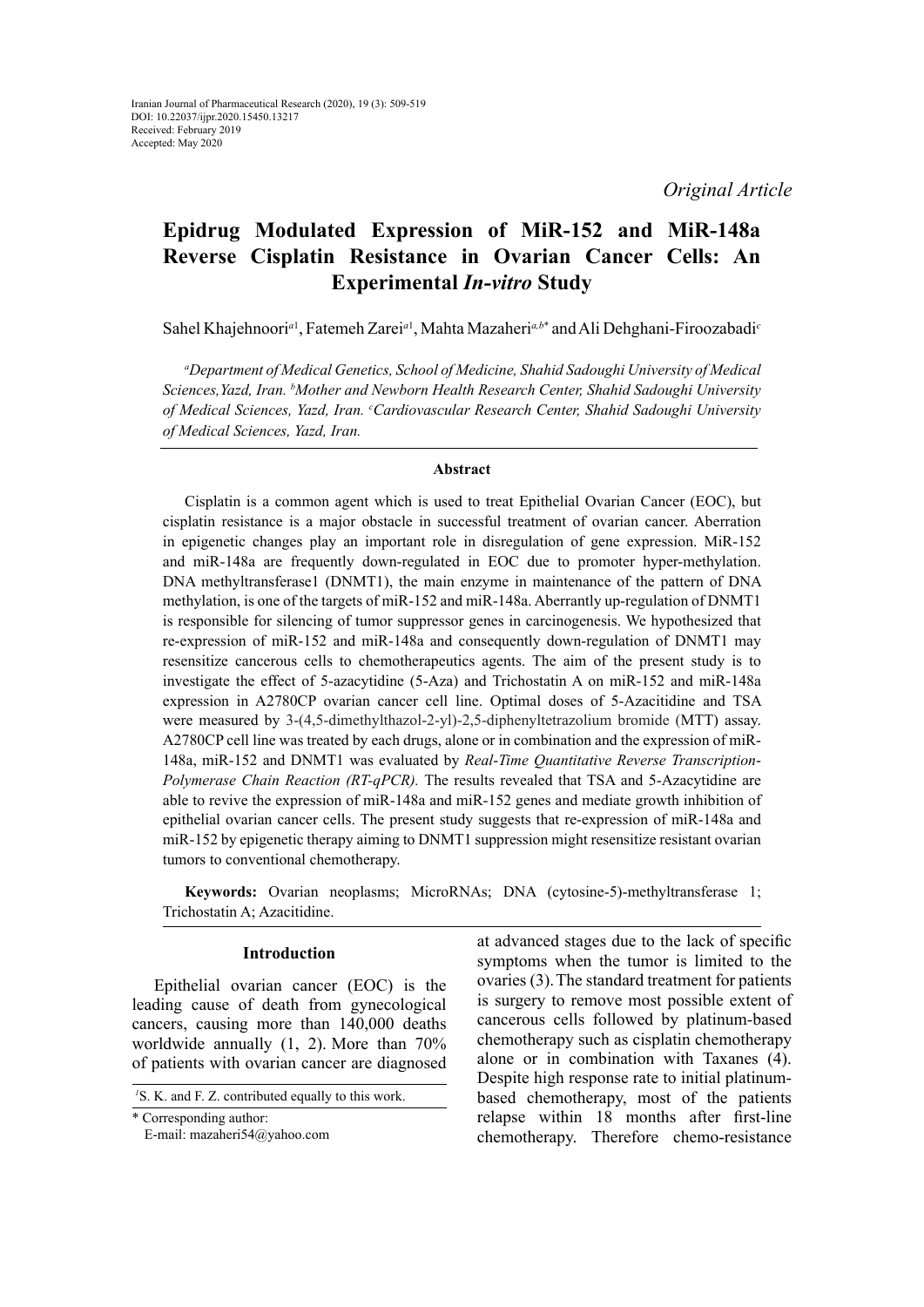Iranian Journal of Pharmaceutical Research (2020), 19 (3): 509-519
DOI: 10.22037/ijpr.2020.15450.13217
Received: February 2019
Accepted: May 2020

*Original Article*

# Epidrug Modulated Expression of MiR-152 and MiR-148a Reverse Cisplatin Resistance in Ovarian Cancer Cells: An Experimental *In-vitro* Study

Sahel Khajehnoori[a1], Fatemeh Zarei[a1], Mahta Mazaheri[a,b*] and Ali Dehghani-Firoozabadi[c]

[a]*Department of Medical Genetics, School of Medicine, Shahid Sadoughi University of Medical Sciences,Yazd, Iran.* [b]*Mother and Newborn Health Research Center, Shahid Sadoughi University of Medical Sciences, Yazd, Iran.* [c]*Cardiovascular Research Center, Shahid Sadoughi University of Medical Sciences, Yazd, Iran.*

### Abstract

Cisplatin is a common agent which is used to treat Epithelial Ovarian Cancer (EOC), but cisplatin resistance is a major obstacle in successful treatment of ovarian cancer. Aberration in epigenetic changes play an important role in disregulation of gene expression. MiR-152 and miR-148a are frequently down-regulated in EOC due to promoter hyper-methylation. DNA methyltransferase1 (DNMT1), the main enzyme in maintenance of the pattern of DNA methylation, is one of the targets of miR-152 and miR-148a. Aberrantly up-regulation of DNMT1 is responsible for silencing of tumor suppressor genes in carcinogenesis. We hypothesized that re-expression of miR-152 and miR-148a and consequently down-regulation of DNMT1 may resensitize cancerous cells to chemotherapeutics agents. The aim of the present study is to investigate the effect of 5-azacytidine (5-Aza) and Trichostatin A on miR-152 and miR-148a expression in A2780CP ovarian cancer cell line. Optimal doses of 5-Azacitidine and TSA were measured by 3-(4,5-dimethylthazol-2-yl)-2,5-diphenyltetrazolium bromide (MTT) assay. A2780CP cell line was treated by each drugs, alone or in combination and the expression of miR-148a, miR-152 and DNMT1 was evaluated by *Real-Time Quantitative Reverse Transcription-Polymerase Chain Reaction (RT-qPCR).* The results revealed that TSA and 5-Azacytidine are able to revive the expression of miR-148a and miR-152 genes and mediate growth inhibition of epithelial ovarian cancer cells. The present study suggests that re-expression of miR-148a and miR-152 by epigenetic therapy aiming to DNMT1 suppression might resensitize resistant ovarian tumors to conventional chemotherapy.

**Keywords:** Ovarian neoplasms; MicroRNAs; DNA (cytosine-5)-methyltransferase 1; Trichostatin A; Azacitidine.

### Introduction

Epithelial ovarian cancer (EOC) is the leading cause of death from gynecological cancers, causing more than 140,000 deaths worldwide annually (1, 2). More than 70% of patients with ovarian cancer are diagnosed at advanced stages due to the lack of specific symptoms when the tumor is limited to the ovaries (3). The standard treatment for patients is surgery to remove most possible extent of cancerous cells followed by platinum-based chemotherapy such as cisplatin chemotherapy alone or in combination with Taxanes (4). Despite high response rate to initial platinum-based chemotherapy, most of the patients relapse within 18 months after first-line chemotherapy. Therefore chemo-resistance

[1]S. K. and F. Z. contributed equally to this work.

\* Corresponding author:
E-mail: mazaheri54@yahoo.com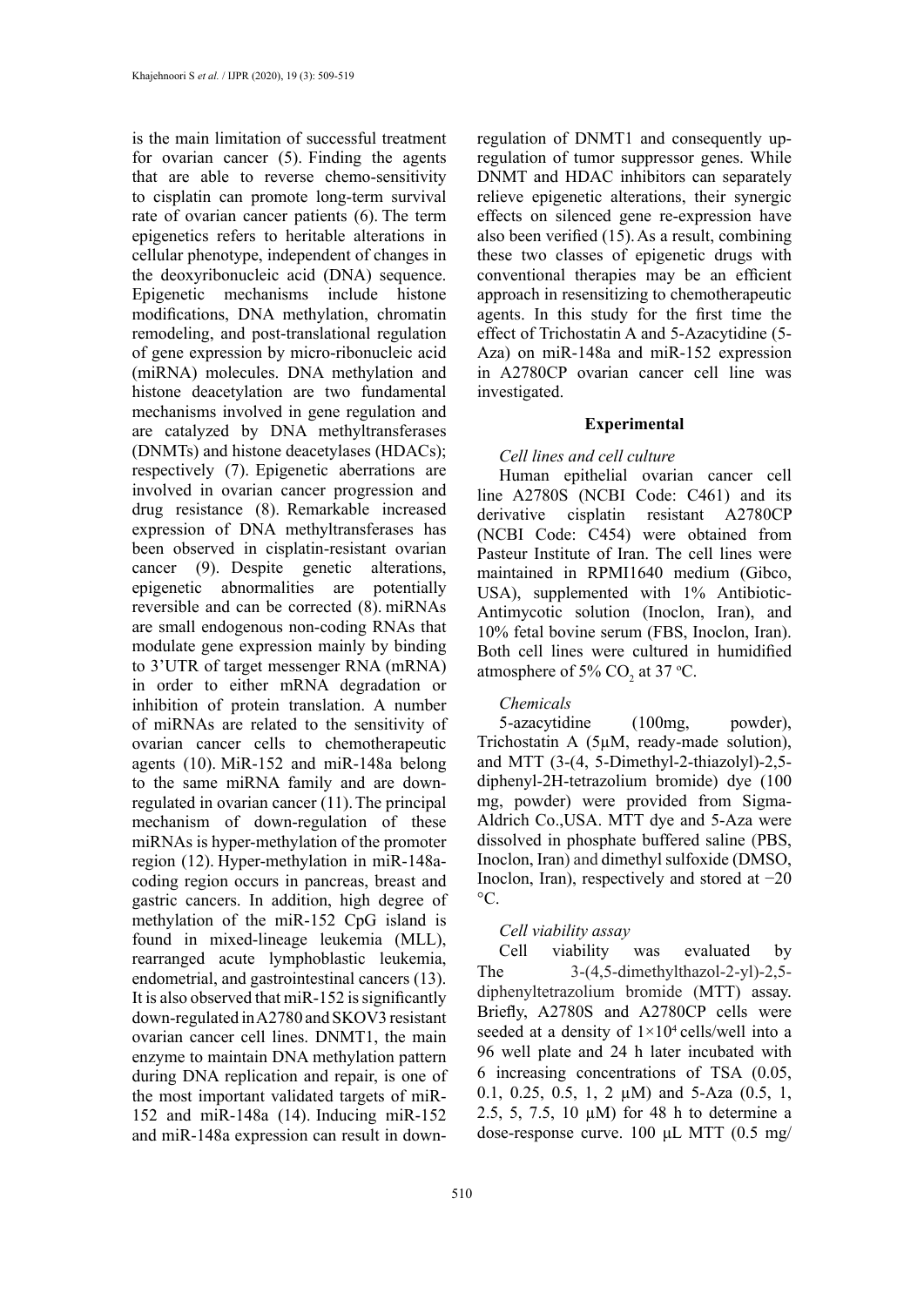is the main limitation of successful treatment for ovarian cancer (5). Finding the agents that are able to reverse chemo-sensitivity to cisplatin can promote long-term survival rate of ovarian cancer patients (6). The term epigenetics refers to heritable alterations in cellular phenotype, independent of changes in the deoxyribonucleic acid (DNA) sequence. Epigenetic mechanisms include histone modifications, DNA methylation, chromatin remodeling, and post-translational regulation of gene expression by micro-ribonucleic acid (miRNA) molecules. DNA methylation and histone deacetylation are two fundamental mechanisms involved in gene regulation and are catalyzed by DNA methyltransferases (DNMTs) and histone deacetylases (HDACs); respectively (7). Epigenetic aberrations are involved in ovarian cancer progression and drug resistance (8). Remarkable increased expression of DNA methyltransferases has been observed in cisplatin-resistant ovarian cancer (9). Despite genetic alterations, epigenetic abnormalities are potentially reversible and can be corrected (8). miRNAs are small endogenous non-coding RNAs that modulate gene expression mainly by binding to 3'UTR of target messenger RNA (mRNA) in order to either mRNA degradation or inhibition of protein translation. A number of miRNAs are related to the sensitivity of ovarian cancer cells to chemotherapeutic agents (10). MiR-152 and miR-148a belong to the same miRNA family and are down-regulated in ovarian cancer (11). The principal mechanism of down-regulation of these miRNAs is hyper-methylation of the promoter region (12). Hyper-methylation in miR-148a-coding region occurs in pancreas, breast and gastric cancers. In addition, high degree of methylation of the miR-152 CpG island is found in mixed-lineage leukemia (MLL), rearranged acute lymphoblastic leukemia, endometrial, and gastrointestinal cancers (13). It is also observed that miR-152 is significantly down-regulated in A2780 and SKOV3 resistant ovarian cancer cell lines. DNMT1, the main enzyme to maintain DNA methylation pattern during DNA replication and repair, is one of the most important validated targets of miR-152 and miR-148a (14). Inducing miR-152 and miR-148a expression can result in down-regulation of DNMT1 and consequently up-regulation of tumor suppressor genes. While DNMT and HDAC inhibitors can separately relieve epigenetic alterations, their synergic effects on silenced gene re-expression have also been verified (15). As a result, combining these two classes of epigenetic drugs with conventional therapies may be an efficient approach in resensitizing to chemotherapeutic agents. In this study for the first time the effect of Trichostatin A and 5-Azacytidine (5-Aza) on miR-148a and miR-152 expression in A2780CP ovarian cancer cell line was investigated.

## Experimental

*Cell lines and cell culture*

Human epithelial ovarian cancer cell line A2780S (NCBI Code: C461) and its derivative cisplatin resistant A2780CP (NCBI Code: C454) were obtained from Pasteur Institute of Iran. The cell lines were maintained in RPMI1640 medium (Gibco, USA), supplemented with 1% Antibiotic-Antimycotic solution (Inoclon, Iran), and 10% fetal bovine serum (FBS, Inoclon, Iran). Both cell lines were cultured in humidified atmosphere of 5% $CO_2$ at 37 ºC.

*Chemicals*

5-azacytidine (100mg, powder), Trichostatin A (5μM, ready-made solution), and MTT (3-(4, 5-Dimethyl-2-thiazolyl)-2,5-diphenyl-2H-tetrazolium bromide) dye (100 mg, powder) were provided from Sigma-Aldrich Co.,USA. MTT dye and 5-Aza were dissolved in phosphate buffered saline (PBS, Inoclon, Iran) and dimethyl sulfoxide (DMSO, Inoclon, Iran), respectively and stored at −20 °C.

*Cell viability assay*

Cell viability was evaluated by The 3-(4,5-dimethylthazol-2-yl)-2,5-diphenyltetrazolium bromide (MTT) assay. Briefly, A2780S and A2780CP cells were seeded at a density of $1\times10^4$ cells/well into a 96 well plate and 24 h later incubated with 6 increasing concentrations of TSA (0.05, 0.1, 0.25, 0.5, 1, 2 μM) and 5-Aza (0.5, 1, 2.5, 5, 7.5, 10 μM) for 48 h to determine a dose-response curve. 100 μL MTT (0.5 mg/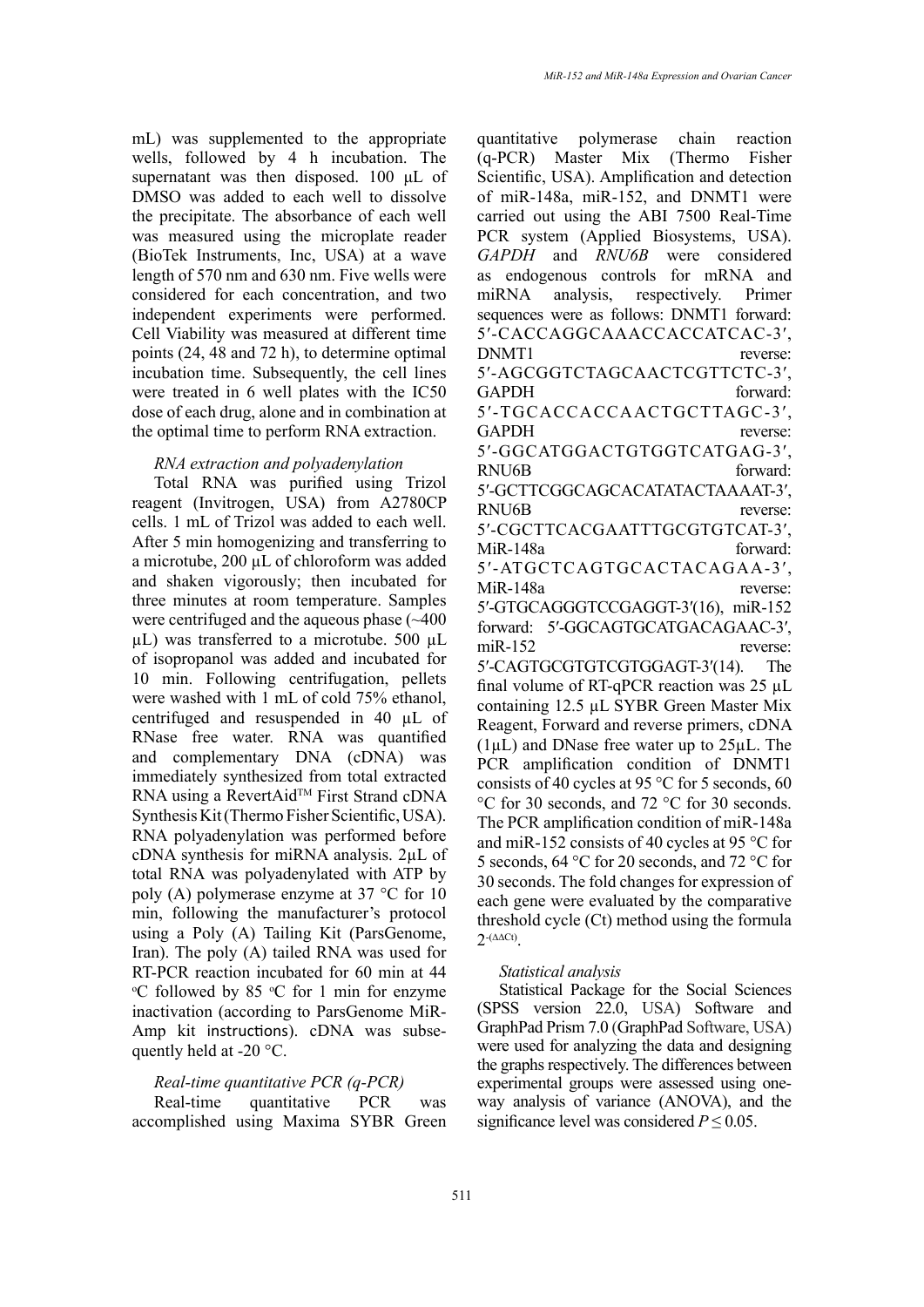mL) was supplemented to the appropriate wells, followed by 4 h incubation. The supernatant was then disposed. 100 µL of DMSO was added to each well to dissolve the precipitate. The absorbance of each well was measured using the microplate reader (BioTek Instruments, Inc, USA) at a wave length of 570 nm and 630 nm. Five wells were considered for each concentration, and two independent experiments were performed. Cell Viability was measured at different time points (24, 48 and 72 h), to determine optimal incubation time. Subsequently, the cell lines were treated in 6 well plates with the IC50 dose of each drug, alone and in combination at the optimal time to perform RNA extraction.

### *RNA extraction and polyadenylation*

Total RNA was purified using Trizol reagent (Invitrogen, USA) from A2780CP cells. 1 mL of Trizol was added to each well. After 5 min homogenizing and transferring to a microtube, 200 µL of chloroform was added and shaken vigorously; then incubated for three minutes at room temperature. Samples were centrifuged and the aqueous phase (~400 µL) was transferred to a microtube. 500 µL of isopropanol was added and incubated for 10 min. Following centrifugation, pellets were washed with 1 mL of cold 75% ethanol, centrifuged and resuspended in 40 µL of RNase free water. RNA was quantified and complementary DNA (cDNA) was immediately synthesized from total extracted RNA using a RevertAid™ First Strand cDNA Synthesis Kit (Thermo Fisher Scientific, USA). RNA polyadenylation was performed before cDNA synthesis for miRNA analysis. 2µL of total RNA was polyadenylated with ATP by poly (A) polymerase enzyme at 37 °C for 10 min, following the manufacturer's protocol using a Poly (A) Tailing Kit (ParsGenome, Iran). The poly (A) tailed RNA was used for RT-PCR reaction incubated for 60 min at 44 °C followed by 85 °C for 1 min for enzyme inactivation (according to ParsGenome MiR-Amp kit instructions). cDNA was subsequently held at -20 °C.

### *Real-time quantitative PCR (q-PCR)*

Real-time quantitative PCR was accomplished using Maxima SYBR Green quantitative polymerase chain reaction (q-PCR) Master Mix (Thermo Fisher Scientific, USA). Amplification and detection of miR-148a, miR-152, and DNMT1 were carried out using the ABI 7500 Real-Time PCR system (Applied Biosystems, USA). *GAPDH* and *RNU6B* were considered as endogenous controls for mRNA and miRNA analysis, respectively. Primer sequences were as follows: DNMT1 forward: 5′-CACCAGGCAAACCACCATCAC-3′, DNMT1 reverse: 5′-AGCGGTCTAGCAACTCGTTCTC-3′, GAPDH forward: 5′-TGCACCACCAACTGCTTAGC-3′, GAPDH reverse: 5′-GGCATGGACTGTGGTCATGAG-3′, RNU6B forward: 5′-GCTTCGGCAGCACATATACTAAAAT-3′, RNU6B reverse: 5′-CGCTTCACGAATTTGCGTGTCAT-3′, MiR-148a forward: 5′-ATGCTCAGTGCACTACAGAA-3′, MiR-148a reverse: 5′-GTGCAGGGTCCGAGGT-3′(16), miR-152 forward: 5′-GGCAGTGCATGACAGAAC-3′, miR-152 reverse: 5′-CAGTGCGTGTCGTGGAGT-3′(14). The final volume of RT-qPCR reaction was 25 µL containing 12.5 µL SYBR Green Master Mix Reagent, Forward and reverse primers, cDNA (1µL) and DNase free water up to 25µL. The PCR amplification condition of DNMT1 consists of 40 cycles at 95 °C for 5 seconds, 60 °C for 30 seconds, and 72 °C for 30 seconds. The PCR amplification condition of miR-148a and miR-152 consists of 40 cycles at 95 °C for 5 seconds, 64 °C for 20 seconds, and 72 °C for 30 seconds. The fold changes for expression of each gene were evaluated by the comparative threshold cycle (Ct) method using the formula $2^{-(\Delta\Delta Ct)}$.

### *Statistical analysis*

Statistical Package for the Social Sciences (SPSS version 22.0, USA) Software and GraphPad Prism 7.0 (GraphPad Software, USA) were used for analyzing the data and designing the graphs respectively. The differences between experimental groups were assessed using one-way analysis of variance (ANOVA), and the significance level was considered $P \leq 0.05$.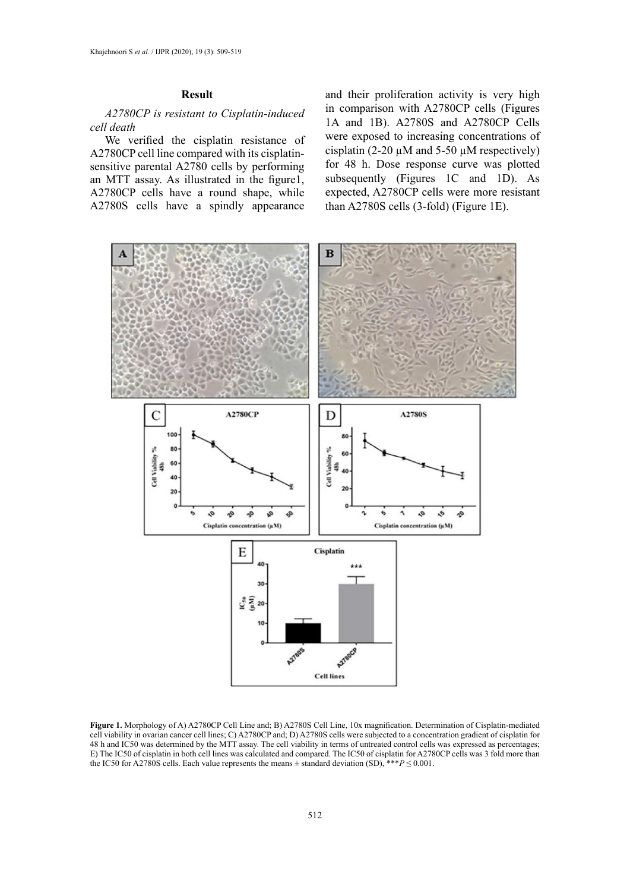## Result

*A2780CP is resistant to Cisplatin-induced cell death*

We verified the cisplatin resistance of A2780CP cell line compared with its cisplatin-sensitive parental A2780 cells by performing an MTT assay. As illustrated in the figure1, A2780CP cells have a round shape, while A2780S cells have a spindly appearance and their proliferation activity is very high in comparison with A2780CP cells (Figures 1A and 1B). A2780S and A2780CP Cells were exposed to increasing concentrations of cisplatin (2-20 µM and 5-50 µM respectively) for 48 h. Dose response curve was plotted subsequently (Figures 1C and 1D). As expected, A2780CP cells were more resistant than A2780S cells (3-fold) (Figure 1E).

**Figure 1.** Morphology of A) A2780CP Cell Line and; B) A2780S Cell Line, 10x magnification. Determination of Cisplatin-mediated cell viability in ovarian cancer cell lines; C) A2780CP and; D) A2780S cells were subjected to a concentration gradient of cisplatin for 48 h and IC50 was determined by the MTT assay. The cell viability in terms of untreated control cells was expressed as percentages; E) The IC50 of cisplatin in both cell lines was calculated and compared. The IC50 of cisplatin for A2780CP cells was 3 fold more than the IC50 for A2780S cells. Each value represents the means ± standard deviation (SD), \*\*\**P* ≤ 0.001.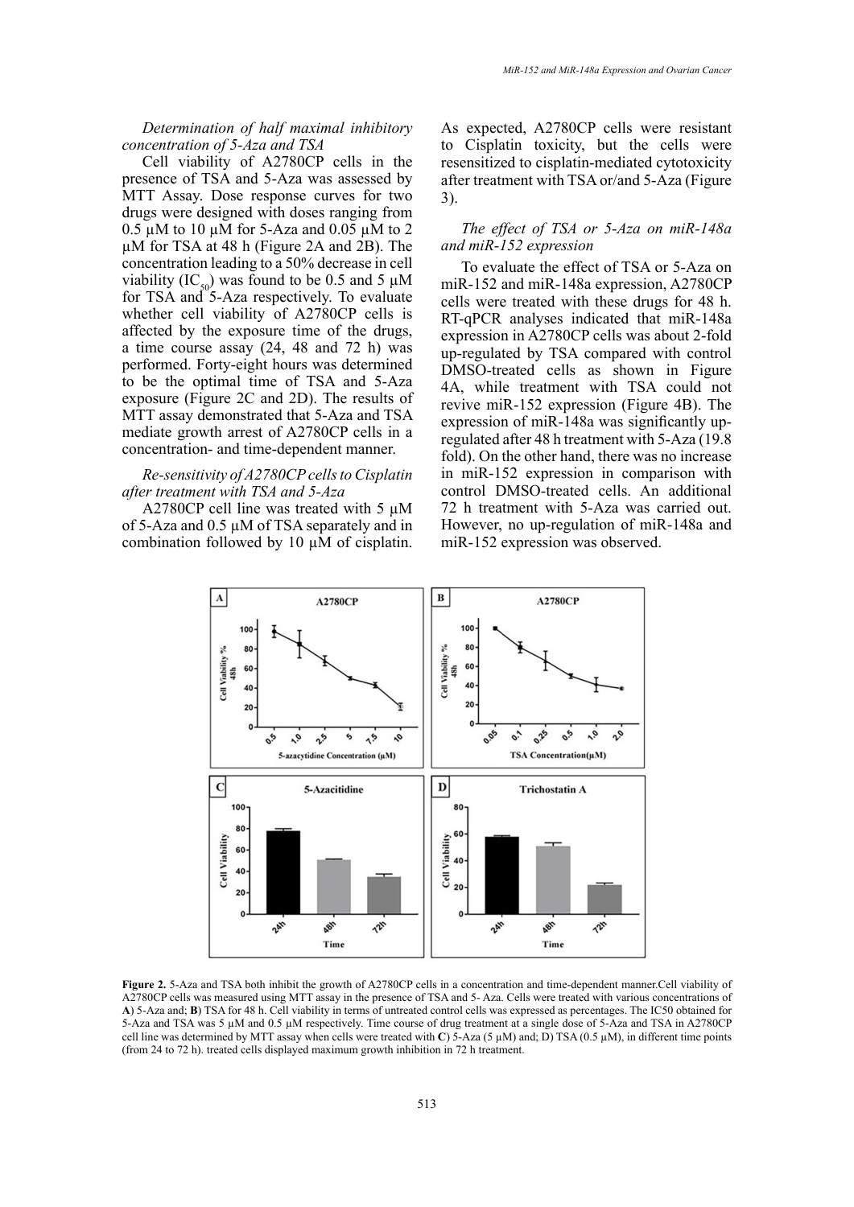*Determination of half maximal inhibitory concentration of 5-Aza and TSA*

Cell viability of A2780CP cells in the presence of TSA and 5-Aza was assessed by MTT Assay. Dose response curves for two drugs were designed with doses ranging from 0.5 µM to 10 µM for 5-Aza and 0.05 µM to 2 µM for TSA at 48 h (Figure 2A and 2B). The concentration leading to a 50% decrease in cell viability ($IC_{50}$) was found to be 0.5 and 5 µM for TSA and 5-Aza respectively. To evaluate whether cell viability of A2780CP cells is affected by the exposure time of the drugs, a time course assay (24, 48 and 72 h) was performed. Forty-eight hours was determined to be the optimal time of TSA and 5-Aza exposure (Figure 2C and 2D). The results of MTT assay demonstrated that 5-Aza and TSA mediate growth arrest of A2780CP cells in a concentration- and time-dependent manner.

*Re-sensitivity of A2780CP cells to Cisplatin after treatment with TSA and 5-Aza*

A2780CP cell line was treated with 5 µM of 5-Aza and 0.5 µM of TSA separately and in combination followed by 10 µM of cisplatin. As expected, A2780CP cells were resistant to Cisplatin toxicity, but the cells were resensitized to cisplatin-mediated cytotoxicity after treatment with TSA or/and 5-Aza (Figure 3).

*The effect of TSA or 5-Aza on miR-148a and miR-152 expression*

To evaluate the effect of TSA or 5-Aza on miR-152 and miR-148a expression, A2780CP cells were treated with these drugs for 48 h. RT-qPCR analyses indicated that miR-148a expression in A2780CP cells was about 2-fold up-regulated by TSA compared with control DMSO-treated cells as shown in Figure 4A, while treatment with TSA could not revive miR-152 expression (Figure 4B). The expression of miR-148a was significantly up-regulated after 48 h treatment with 5-Aza (19.8 fold). On the other hand, there was no increase in miR-152 expression in comparison with control DMSO-treated cells. An additional 72 h treatment with 5-Aza was carried out. However, no up-regulation of miR-148a and miR-152 expression was observed.

**Figure 2.** 5-Aza and TSA both inhibit the growth of A2780CP cells in a concentration and time-dependent manner.Cell viability of A2780CP cells was measured using MTT assay in the presence of TSA and 5- Aza. Cells were treated with various concentrations of **A**) 5-Aza and; **B**) TSA for 48 h. Cell viability in terms of untreated control cells was expressed as percentages. The IC50 obtained for 5-Aza and TSA was 5 µM and 0.5 µM respectively. Time course of drug treatment at a single dose of 5-Aza and TSA in A2780CP cell line was determined by MTT assay when cells were treated with **C**) 5-Aza (5 µM) and; D) TSA (0.5 µM), in different time points (from 24 to 72 h). treated cells displayed maximum growth inhibition in 72 h treatment.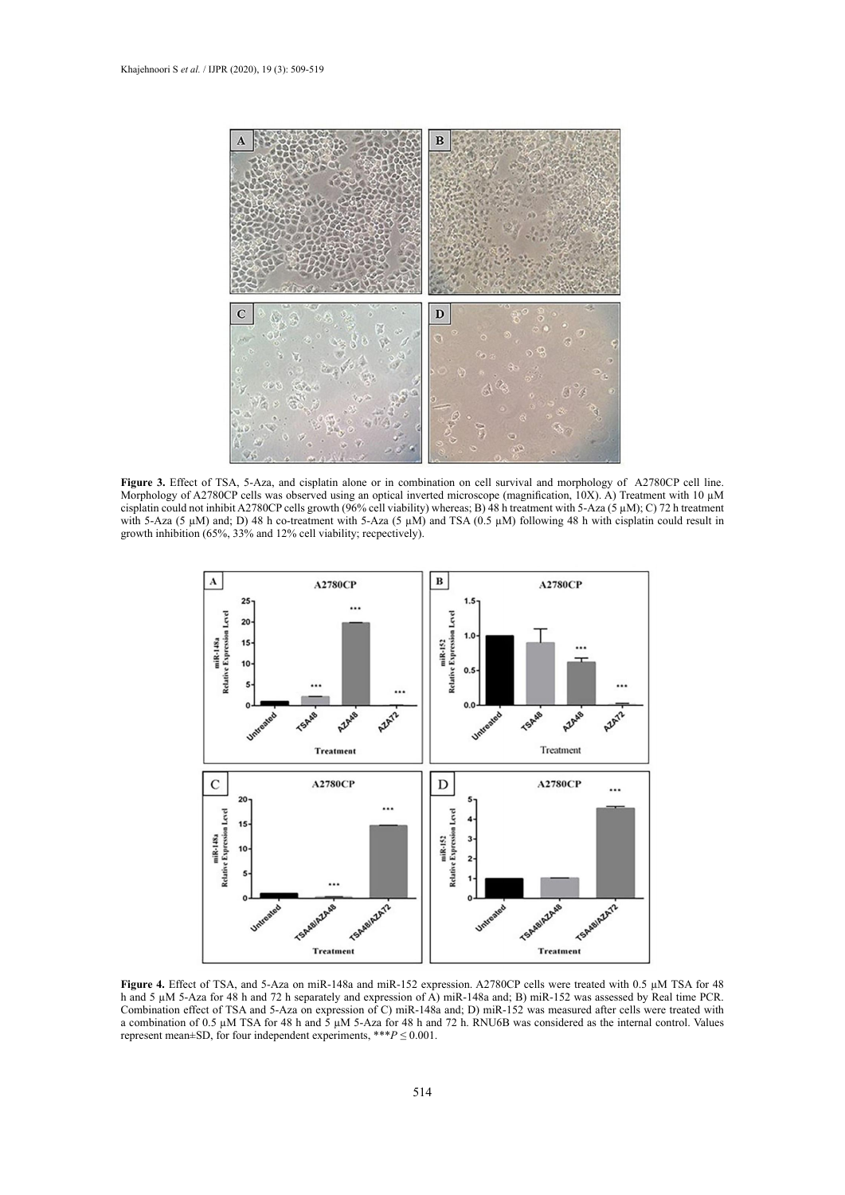**Figure 3.** Effect of TSA, 5-Aza, and cisplatin alone or in combination on cell survival and morphology of A2780CP cell line. Morphology of A2780CP cells was observed using an optical inverted microscope (magnification, 10X). A) Treatment with 10 µM cisplatin could not inhibit A2780CP cells growth (96% cell viability) whereas; B) 48 h treatment with 5-Aza (5 µM); C) 72 h treatment with 5-Aza (5 µM) and; D) 48 h co-treatment with 5-Aza (5 µM) and TSA (0.5 µM) following 48 h with cisplatin could result in growth inhibition (65%, 33% and 12% cell viability; recpectively).

**Figure 4.** Effect of TSA, and 5-Aza on miR-148a and miR-152 expression. A2780CP cells were treated with 0.5 µM TSA for 48 h and 5 µM 5-Aza for 48 h and 72 h separately and expression of A) miR-148a and; B) miR-152 was assessed by Real time PCR. Combination effect of TSA and 5-Aza on expression of C) miR-148a and; D) miR-152 was measured after cells were treated with a combination of 0.5 µM TSA for 48 h and 5 µM 5-Aza for 48 h and 72 h. RNU6B was considered as the internal control. Values represent mean±SD, for four independent experiments, ***$P \leq 0.001$.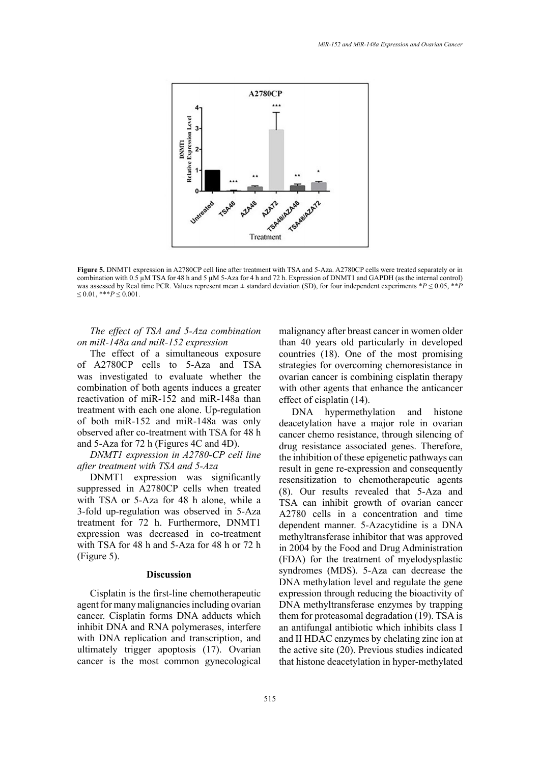**Figure 5.** DNMT1 expression in A2780CP cell line after treatment with TSA and 5-Aza. A2780CP cells were treated separately or in combination with 0.5 µM TSA for 48 h and 5 µM 5-Aza for 4 h and 72 h. Expression of DNMT1 and GAPDH (as the internal control) was assessed by Real time PCR. Values represent mean ± standard deviation (SD), for four independent experiments $*P \leq 0.05$, $**P \leq 0.01$, $***P \leq 0.001$.

*The effect of TSA and 5-Aza combination on miR-148a and miR-152 expression*

The effect of a simultaneous exposure of A2780CP cells to 5-Aza and TSA was investigated to evaluate whether the combination of both agents induces a greater reactivation of miR-152 and miR-148a than treatment with each one alone. Up-regulation of both miR-152 and miR-148a was only observed after co-treatment with TSA for 48 h and 5-Aza for 72 h (Figures 4C and 4D).

*DNMT1 expression in A2780-CP cell line after treatment with TSA and 5-Aza*

DNMT1 expression was significantly suppressed in A2780CP cells when treated with TSA or 5-Aza for 48 h alone, while a 3-fold up-regulation was observed in 5-Aza treatment for 72 h. Furthermore, DNMT1 expression was decreased in co-treatment with TSA for 48 h and 5-Aza for 48 h or 72 h (Figure 5).

## Discussion

Cisplatin is the first-line chemotherapeutic agent for many malignancies including ovarian cancer. Cisplatin forms DNA adducts which inhibit DNA and RNA polymerases, interfere with DNA replication and transcription, and ultimately trigger apoptosis (17). Ovarian cancer is the most common gynecological malignancy after breast cancer in women older than 40 years old particularly in developed countries (18). One of the most promising strategies for overcoming chemoresistance in ovarian cancer is combining cisplatin therapy with other agents that enhance the anticancer effect of cisplatin (14).

DNA hypermethylation and histone deacetylation have a major role in ovarian cancer chemo resistance, through silencing of drug resistance associated genes. Therefore, the inhibition of these epigenetic pathways can result in gene re-expression and consequently resensitization to chemotherapeutic agents (8). Our results revealed that 5-Aza and TSA can inhibit growth of ovarian cancer A2780 cells in a concentration and time dependent manner. 5-Azacytidine is a DNA methyltransferase inhibitor that was approved in 2004 by the Food and Drug Administration (FDA) for the treatment of myelodysplastic syndromes (MDS). 5-Aza can decrease the DNA methylation level and regulate the gene expression through reducing the bioactivity of DNA methyltransferase enzymes by trapping them for proteasomal degradation (19). TSA is an antifungal antibiotic which inhibits class I and II HDAC enzymes by chelating zinc ion at the active site (20). Previous studies indicated that histone deacetylation in hyper-methylated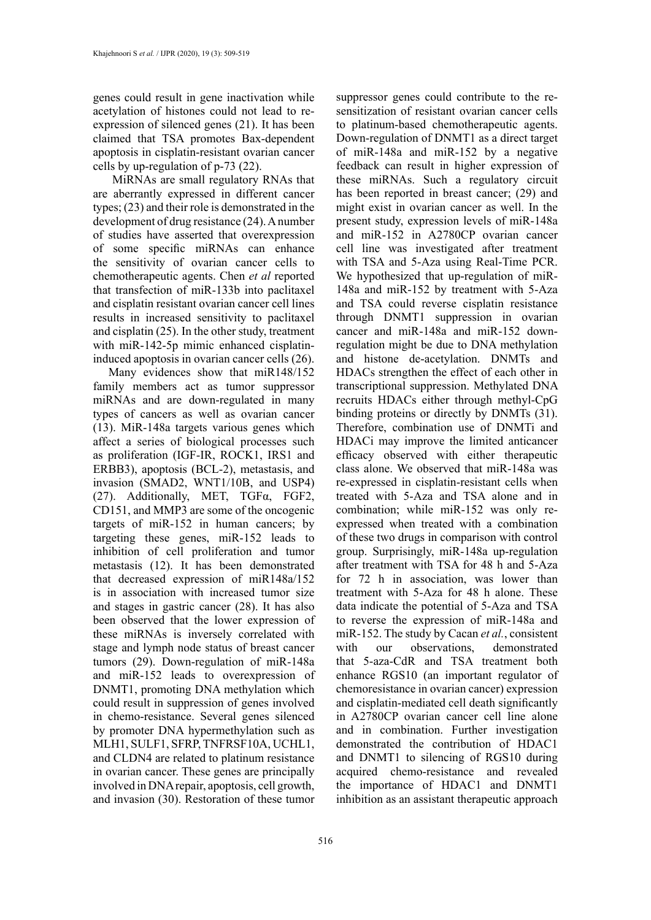genes could result in gene inactivation while acetylation of histones could not lead to re-expression of silenced genes (21). It has been claimed that TSA promotes Bax-dependent apoptosis in cisplatin-resistant ovarian cancer cells by up-regulation of p-73 (22).

MiRNAs are small regulatory RNAs that are aberrantly expressed in different cancer types; (23) and their role is demonstrated in the development of drug resistance (24). A number of studies have asserted that overexpression of some specific miRNAs can enhance the sensitivity of ovarian cancer cells to chemotherapeutic agents. Chen *et al* reported that transfection of miR-133b into paclitaxel and cisplatin resistant ovarian cancer cell lines results in increased sensitivity to paclitaxel and cisplatin (25). In the other study, treatment with miR-142-5p mimic enhanced cisplatin-induced apoptosis in ovarian cancer cells (26).

Many evidences show that miR148/152 family members act as tumor suppressor miRNAs and are down-regulated in many types of cancers as well as ovarian cancer (13). MiR-148a targets various genes which affect a series of biological processes such as proliferation (IGF-IR, ROCK1, IRS1 and ERBB3), apoptosis (BCL-2), metastasis, and invasion (SMAD2, WNT1/10B, and USP4) (27). Additionally, MET, TGFα, FGF2, CD151, and MMP3 are some of the oncogenic targets of miR-152 in human cancers; by targeting these genes, miR-152 leads to inhibition of cell proliferation and tumor metastasis (12). It has been demonstrated that decreased expression of miR148a/152 is in association with increased tumor size and stages in gastric cancer (28). It has also been observed that the lower expression of these miRNAs is inversely correlated with stage and lymph node status of breast cancer tumors (29). Down-regulation of miR-148a and miR-152 leads to overexpression of DNMT1, promoting DNA methylation which could result in suppression of genes involved in chemo-resistance. Several genes silenced by promoter DNA hypermethylation such as MLH1, SULF1, SFRP, TNFRSF10A, UCHL1, and CLDN4 are related to platinum resistance in ovarian cancer. These genes are principally involved in DNA repair, apoptosis, cell growth, and invasion (30). Restoration of these tumor suppressor genes could contribute to the re-sensitization of resistant ovarian cancer cells to platinum-based chemotherapeutic agents. Down-regulation of DNMT1 as a direct target of miR-148a and miR-152 by a negative feedback can result in higher expression of these miRNAs. Such a regulatory circuit has been reported in breast cancer; (29) and might exist in ovarian cancer as well. In the present study, expression levels of miR-148a and miR-152 in A2780CP ovarian cancer cell line was investigated after treatment with TSA and 5-Aza using Real-Time PCR. We hypothesized that up-regulation of miR-148a and miR-152 by treatment with 5-Aza and TSA could reverse cisplatin resistance through DNMT1 suppression in ovarian cancer and miR-148a and miR-152 down-regulation might be due to DNA methylation and histone de-acetylation. DNMTs and HDACs strengthen the effect of each other in transcriptional suppression. Methylated DNA recruits HDACs either through methyl-CpG binding proteins or directly by DNMTs (31). Therefore, combination use of DNMTi and HDACi may improve the limited anticancer efficacy observed with either therapeutic class alone. We observed that miR-148a was re-expressed in cisplatin-resistant cells when treated with 5-Aza and TSA alone and in combination; while miR-152 was only re-expressed when treated with a combination of these two drugs in comparison with control group. Surprisingly, miR-148a up-regulation after treatment with TSA for 48 h and 5-Aza for 72 h in association, was lower than treatment with 5-Aza for 48 h alone. These data indicate the potential of 5-Aza and TSA to reverse the expression of miR-148a and miR-152. The study by Cacan *et al.*, consistent with our observations, demonstrated that 5-aza-CdR and TSA treatment both enhance RGS10 (an important regulator of chemoresistance in ovarian cancer) expression and cisplatin-mediated cell death significantly in A2780CP ovarian cancer cell line alone and in combination. Further investigation demonstrated the contribution of HDAC1 and DNMT1 to silencing of RGS10 during acquired chemo-resistance and revealed the importance of HDAC1 and DNMT1 inhibition as an assistant therapeutic approach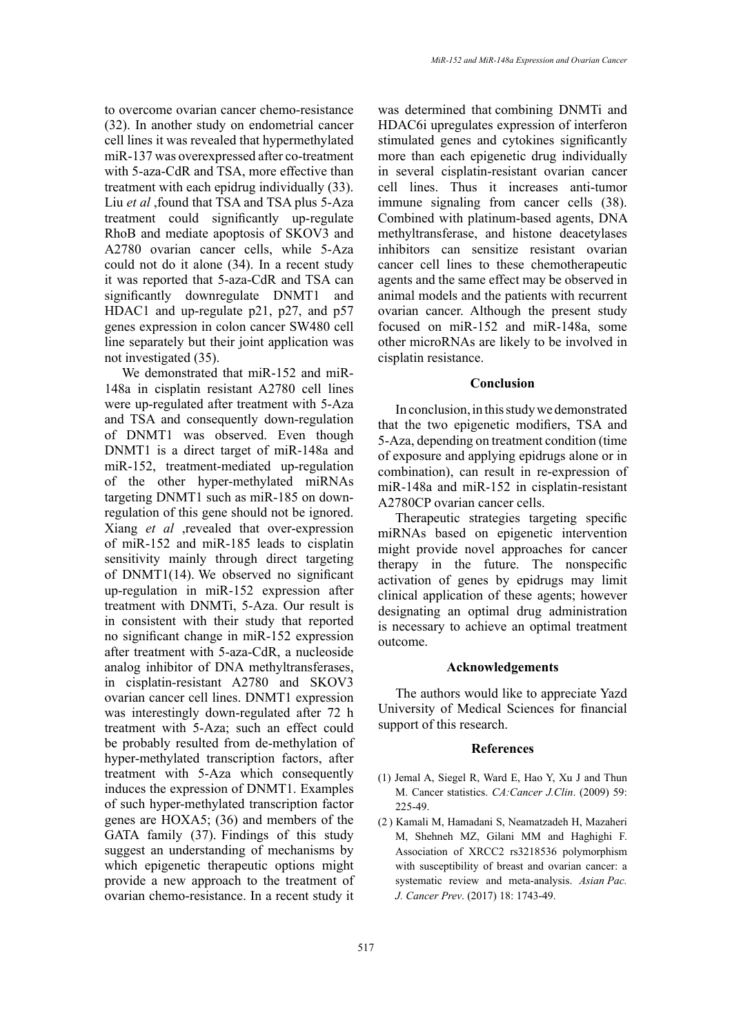to overcome ovarian cancer chemo-resistance (32). In another study on endometrial cancer cell lines it was revealed that hypermethylated miR-137 was overexpressed after co-treatment with 5-aza-CdR and TSA, more effective than treatment with each epidrug individually (33). Liu *et al* ,found that TSA and TSA plus 5-Aza treatment could significantly up-regulate RhoB and mediate apoptosis of SKOV3 and A2780 ovarian cancer cells, while 5-Aza could not do it alone (34). In a recent study it was reported that 5-aza-CdR and TSA can significantly downregulate DNMT1 and HDAC1 and up-regulate p21, p27, and p57 genes expression in colon cancer SW480 cell line separately but their joint application was not investigated (35).

We demonstrated that miR-152 and miR-148a in cisplatin resistant A2780 cell lines were up-regulated after treatment with 5-Aza and TSA and consequently down-regulation of DNMT1 was observed. Even though DNMT1 is a direct target of miR-148a and miR-152, treatment-mediated up-regulation of the other hyper-methylated miRNAs targeting DNMT1 such as miR-185 on down-regulation of this gene should not be ignored. Xiang *et al* ,revealed that over-expression of miR-152 and miR-185 leads to cisplatin sensitivity mainly through direct targeting of DNMT1(14). We observed no significant up-regulation in miR-152 expression after treatment with DNMTi, 5-Aza. Our result is in consistent with their study that reported no significant change in miR-152 expression after treatment with 5-aza-CdR, a nucleoside analog inhibitor of DNA methyltransferases, in cisplatin-resistant A2780 and SKOV3 ovarian cancer cell lines. DNMT1 expression was interestingly down-regulated after 72 h treatment with 5-Aza; such an effect could be probably resulted from de-methylation of hyper-methylated transcription factors, after treatment with 5-Aza which consequently induces the expression of DNMT1. Examples of such hyper-methylated transcription factor genes are HOXA5; (36) and members of the GATA family (37). Findings of this study suggest an understanding of mechanisms by which epigenetic therapeutic options might provide a new approach to the treatment of ovarian chemo-resistance. In a recent study it was determined that combining DNMTi and HDAC6i upregulates expression of interferon stimulated genes and cytokines significantly more than each epigenetic drug individually in several cisplatin-resistant ovarian cancer cell lines. Thus it increases anti-tumor immune signaling from cancer cells (38). Combined with platinum-based agents, DNA methyltransferase, and histone deacetylases inhibitors can sensitize resistant ovarian cancer cell lines to these chemotherapeutic agents and the same effect may be observed in animal models and the patients with recurrent ovarian cancer. Although the present study focused on miR-152 and miR-148a, some other microRNAs are likely to be involved in cisplatin resistance.

## Conclusion

In conclusion, in this study we demonstrated that the two epigenetic modifiers, TSA and 5-Aza, depending on treatment condition (time of exposure and applying epidrugs alone or in combination), can result in re-expression of miR-148a and miR-152 in cisplatin-resistant A2780CP ovarian cancer cells.

Therapeutic strategies targeting specific miRNAs based on epigenetic intervention might provide novel approaches for cancer therapy in the future. The nonspecific activation of genes by epidrugs may limit clinical application of these agents; however designating an optimal drug administration is necessary to achieve an optimal treatment outcome.

## Acknowledgements

The authors would like to appreciate Yazd University of Medical Sciences for financial support of this research.

## References

(1) Jemal A, Siegel R, Ward E, Hao Y, Xu J and Thun M. Cancer statistics. *CA:Cancer J.Clin*. (2009) 59: 225-49.

(2 ) Kamali M, Hamadani S, Neamatzadeh H, Mazaheri M, Shehneh MZ, Gilani MM and Haghighi F. Association of XRCC2 rs3218536 polymorphism with susceptibility of breast and ovarian cancer: a systematic review and meta-analysis. *Asian Pac. J. Cancer Prev*. (2017) 18: 1743-49.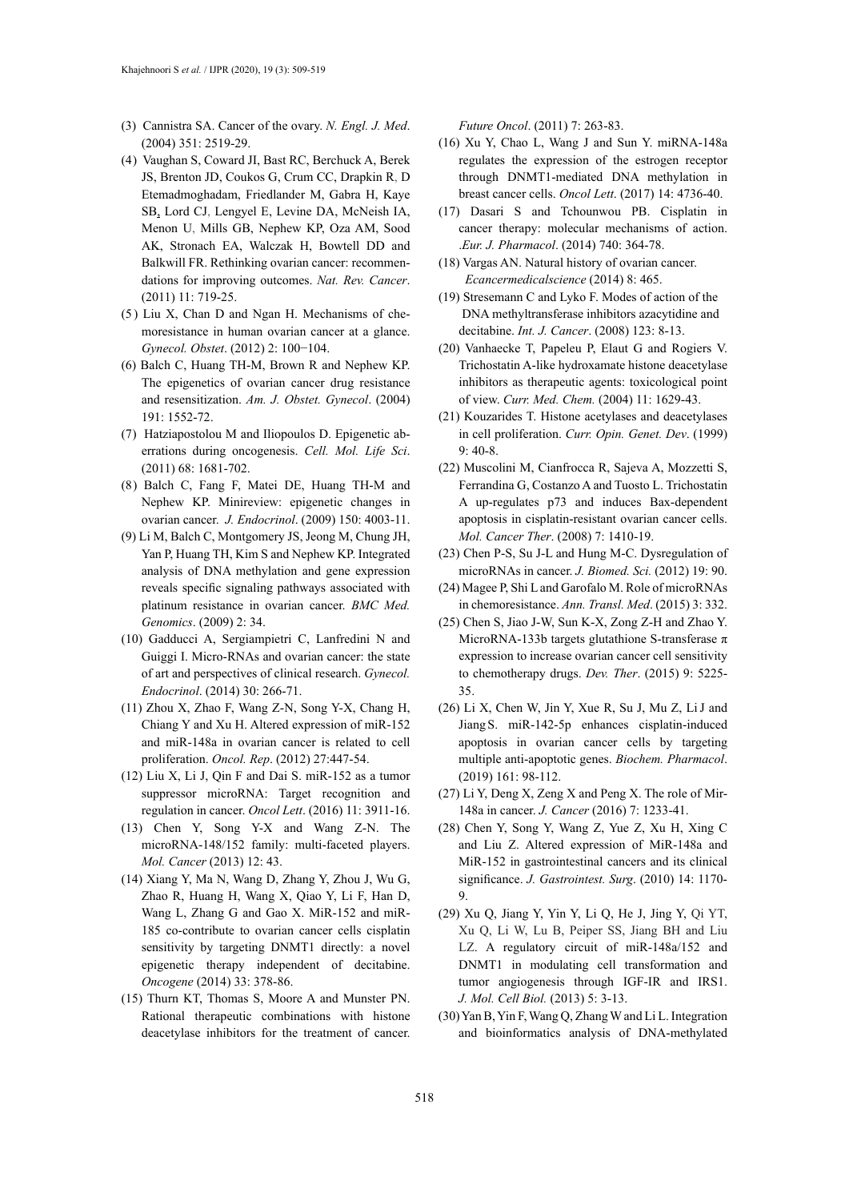(3) Cannistra SA. Cancer of the ovary. *N. Engl. J. Med*. (2004) 351: 2519-29.

(4) Vaughan S, Coward JI, Bast RC, Berchuck A, Berek JS, Brenton JD, Coukos G, Crum CC, Drapkin R, D Etemadmoghadam, Friedlander M, Gabra H, Kaye SB, Lord CJ, Lengyel E, Levine DA, McNeish IA, Menon U, Mills GB, Nephew KP, Oza AM, Sood AK, Stronach EA, Walczak H, Bowtell DD and Balkwill FR. Rethinking ovarian cancer: recommendations for improving outcomes. *Nat. Rev. Cancer*. (2011) 11: 719-25.

(5) Liu X, Chan D and Ngan H. Mechanisms of chemoresistance in human ovarian cancer at a glance. *Gynecol. Obstet*. (2012) 2: 100−104.

(6) Balch C, Huang TH-M, Brown R and Nephew KP. The epigenetics of ovarian cancer drug resistance and resensitization. *Am. J. Obstet. Gynecol*. (2004) 191: 1552-72.

(7) Hatziapostolou M and Iliopoulos D. Epigenetic aberrations during oncogenesis. *Cell. Mol. Life Sci*. (2011) 68: 1681-702.

(8) Balch C, Fang F, Matei DE, Huang TH-M and Nephew KP. Minireview: epigenetic changes in ovarian cancer. *J. Endocrinol*. (2009) 150: 4003-11.

(9) Li M, Balch C, Montgomery JS, Jeong M, Chung JH, Yan P, Huang TH, Kim S and Nephew KP. Integrated analysis of DNA methylation and gene expression reveals specific signaling pathways associated with platinum resistance in ovarian cancer. *BMC Med. Genomics*. (2009) 2: 34.

(10) Gadducci A, Sergiampietri C, Lanfredini N and Guiggi I. Micro-RNAs and ovarian cancer: the state of art and perspectives of clinical research. *Gynecol. Endocrinol*. (2014) 30: 266-71.

(11) Zhou X, Zhao F, Wang Z-N, Song Y-X, Chang H, Chiang Y and Xu H. Altered expression of miR-152 and miR-148a in ovarian cancer is related to cell proliferation. *Oncol. Rep*. (2012) 27:447-54.

(12) Liu X, Li J, Qin F and Dai S. miR-152 as a tumor suppressor microRNA: Target recognition and regulation in cancer. *Oncol Lett*. (2016) 11: 3911-16.

(13) Chen Y, Song Y-X and Wang Z-N. The microRNA-148/152 family: multi-faceted players. *Mol. Cancer* (2013) 12: 43.

(14) Xiang Y, Ma N, Wang D, Zhang Y, Zhou J, Wu G, Zhao R, Huang H, Wang X, Qiao Y, Li F, Han D, Wang L, Zhang G and Gao X. MiR-152 and miR-185 co-contribute to ovarian cancer cells cisplatin sensitivity by targeting DNMT1 directly: a novel epigenetic therapy independent of decitabine. *Oncogene* (2014) 33: 378-86.

(15) Thurn KT, Thomas S, Moore A and Munster PN. Rational therapeutic combinations with histone deacetylase inhibitors for the treatment of cancer. *Future Oncol*. (2011) 7: 263-83.

(16) Xu Y, Chao L, Wang J and Sun Y. miRNA-148a regulates the expression of the estrogen receptor through DNMT1-mediated DNA methylation in breast cancer cells. *Oncol Lett*. (2017) 14: 4736-40.

(17) Dasari S and Tchounwou PB. Cisplatin in cancer therapy: molecular mechanisms of action. .*Eur. J. Pharmacol*. (2014) 740: 364-78.

(18) Vargas AN. Natural history of ovarian cancer. *Ecancermedicalscience* (2014) 8: 465.

(19) Stresemann C and Lyko F. Modes of action of the DNA methyltransferase inhibitors azacytidine and decitabine. *Int. J. Cancer*. (2008) 123: 8-13.

(20) Vanhaecke T, Papeleu P, Elaut G and Rogiers V. Trichostatin A-like hydroxamate histone deacetylase inhibitors as therapeutic agents: toxicological point of view. *Curr. Med. Chem.* (2004) 11: 1629-43.

(21) Kouzarides T. Histone acetylases and deacetylases in cell proliferation. *Curr. Opin. Genet. Dev*. (1999) 9: 40-8.

(22) Muscolini M, Cianfrocca R, Sajeva A, Mozzetti S, Ferrandina G, Costanzo A and Tuosto L. Trichostatin A up-regulates p73 and induces Bax-dependent apoptosis in cisplatin-resistant ovarian cancer cells. *Mol. Cancer Ther*. (2008) 7: 1410-19.

(23) Chen P-S, Su J-L and Hung M-C. Dysregulation of microRNAs in cancer. *J. Biomed. Sci.* (2012) 19: 90.

(24) Magee P, Shi L and Garofalo M. Role of microRNAs in chemoresistance. *Ann. Transl. Med*. (2015) 3: 332.

(25) Chen S, Jiao J-W, Sun K-X, Zong Z-H and Zhao Y. MicroRNA-133b targets glutathione S-transferase π expression to increase ovarian cancer cell sensitivity to chemotherapy drugs. *Dev. Ther*. (2015) 9: 5225-35.

(26) Li X, Chen W, Jin Y, Xue R, Su J, Mu Z, Li J and Jiang S. miR-142-5p enhances cisplatin-induced apoptosis in ovarian cancer cells by targeting multiple anti-apoptotic genes. *Biochem. Pharmacol*. (2019) 161: 98-112.

(27) Li Y, Deng X, Zeng X and Peng X. The role of Mir-148a in cancer. *J. Cancer* (2016) 7: 1233-41.

(28) Chen Y, Song Y, Wang Z, Yue Z, Xu H, Xing C and Liu Z. Altered expression of MiR-148a and MiR-152 in gastrointestinal cancers and its clinical significance. *J. Gastrointest. Surg*. (2010) 14: 1170-9.

(29) Xu Q, Jiang Y, Yin Y, Li Q, He J, Jing Y, Qi YT, Xu Q, Li W, Lu B, Peiper SS, Jiang BH and Liu LZ. A regulatory circuit of miR-148a/152 and DNMT1 in modulating cell transformation and tumor angiogenesis through IGF-IR and IRS1. *J. Mol. Cell Biol.* (2013) 5: 3-13.

(30) Yan B, Yin F, Wang Q, Zhang W and Li L. Integration and bioinformatics analysis of DNA-methylated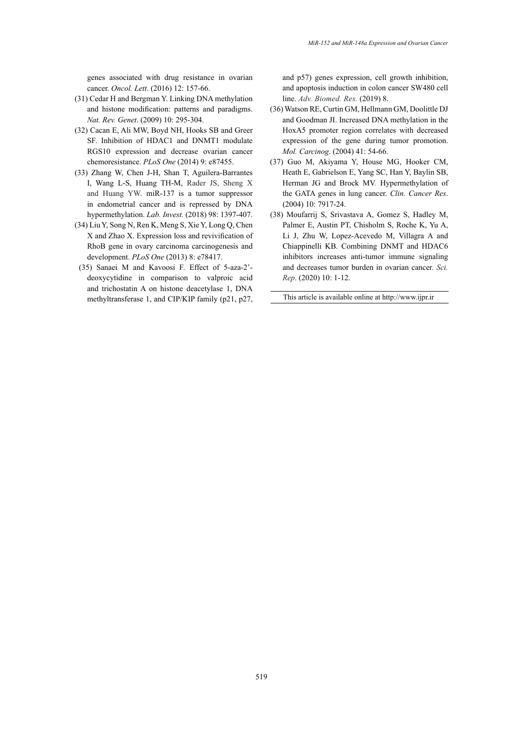genes associated with drug resistance in ovarian cancer. *Oncol. Lett*. (2016) 12: 157-66.

(31) Cedar H and Bergman Y. Linking DNA methylation and histone modification: patterns and paradigms. *Nat. Rev. Genet*. (2009) 10: 295-304.

(32) Cacan E, Ali MW, Boyd NH, Hooks SB and Greer SF. Inhibition of HDAC1 and DNMT1 modulate RGS10 expression and decrease ovarian cancer chemoresistance. *PLoS One* (2014) 9: e87455.

(33) Zhang W, Chen J-H, Shan T, Aguilera-Barrantes I, Wang L-S, Huang TH-M, Rader JS, Sheng X and Huang YW. miR-137 is a tumor suppressor in endometrial cancer and is repressed by DNA hypermethylation. *Lab. Invest.* (2018) 98: 1397-407.

(34) Liu Y, Song N, Ren K, Meng S, Xie Y, Long Q, Chen X and Zhao X. Expression loss and revivification of RhoB gene in ovary carcinoma carcinogenesis and development. *PLoS One* (2013) 8: e78417.

(35) Sanaei M and Kavoosi F. Effect of 5-aza-2'-deoxycytidine in comparison to valproic acid and trichostatin A on histone deacetylase 1, DNA methyltransferase 1, and CIP/KIP family (p21, p27, and p57) genes expression, cell growth inhibition, and apoptosis induction in colon cancer SW480 cell line. *Adv. Biomed. Res.* (2019) 8.

(36) Watson RE, Curtin GM, Hellmann GM, Doolittle DJ and Goodman JI. Increased DNA methylation in the HoxA5 promoter region correlates with decreased expression of the gene during tumor promotion. *Mol. Carcinog*. (2004) 41: 54-66.

(37) Guo M, Akiyama Y, House MG, Hooker CM, Heath E, Gabrielson E, Yang SC, Han Y, Baylin SB, Herman JG and Brock MV. Hypermethylation of the GATA genes in lung cancer. *Clin. Cancer Res*. (2004) 10: 7917-24.

(38) Moufarrij S, Srivastava A, Gomez S, Hadley M, Palmer E, Austin PT, Chisholm S, Roche K, Yu A, Li J, Zhu W, Lopez-Acevedo M, Villagra A and Chiappinelli KB. Combining DNMT and HDAC6 inhibitors increases anti-tumor immune signaling and decreases tumor burden in ovarian cancer. *Sci. Rep*. (2020) 10: 1-12.

This article is available online at http://www.ijpr.ir